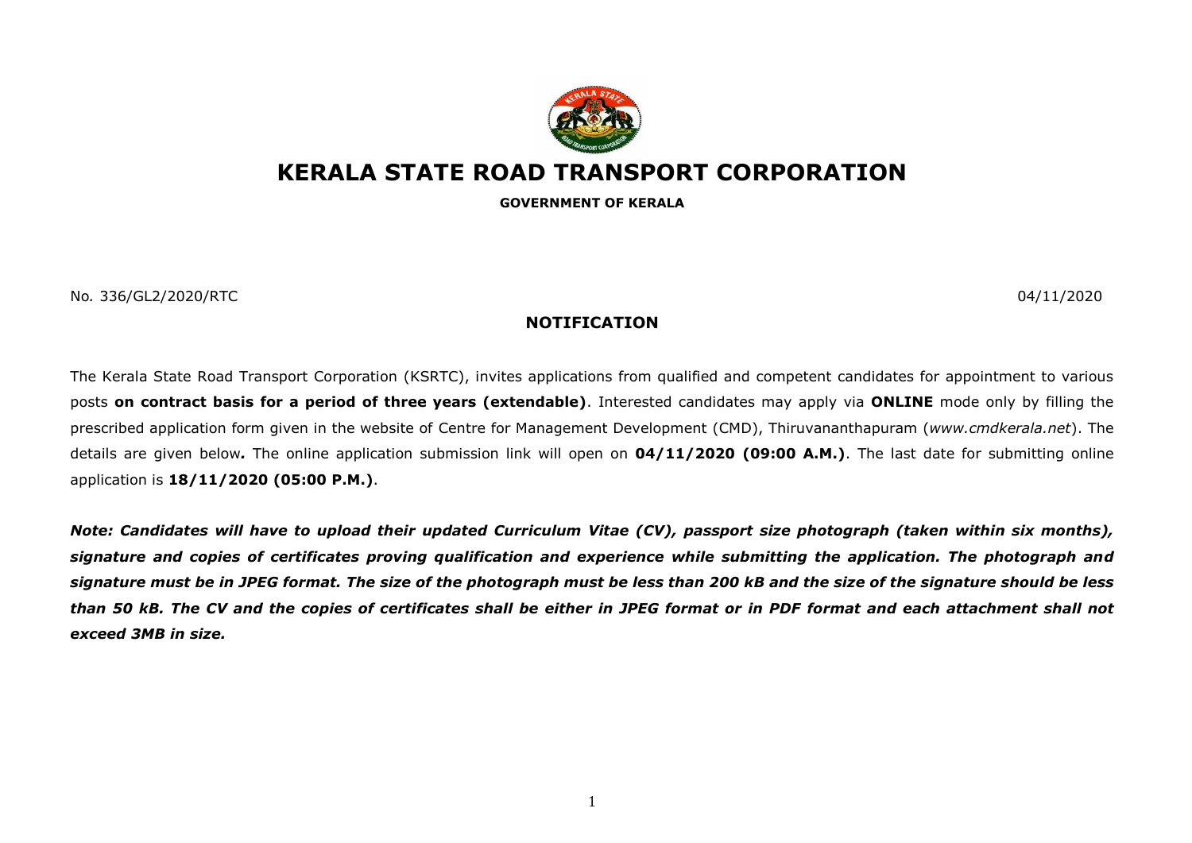# KERALA STATE ROAD TRANSPORT CORPORATION

**GOVERNMENT OF KERALA**

No. 336/GL2/2020/RTC 04/11/2020

## NOTIFICATION

The Kerala State Road Transport Corporation (KSRTC), invites applications from qualified and competent candidates for appointment to various posts **on contract basis for a period of three years (extendable)**. Interested candidates may apply via **ONLINE** mode only by filling the prescribed application form given in the website of Centre for Management Development (CMD), Thiruvananthapuram (*www.cmdkerala.net*). The details are given below*.* The online application submission link will open on **04/11/2020 (09:00 A.M.)**. The last date for submitting online application is **18/11/2020 (05:00 P.M.)**.

***Note: Candidates will have to upload their updated Curriculum Vitae (CV), passport size photograph (taken within six months), signature and copies of certificates proving qualification and experience while submitting the application. The photograph and signature must be in JPEG format. The size of the photograph must be less than 200 kB and the size of the signature should be less than 50 kB. The CV and the copies of certificates shall be either in JPEG format or in PDF format and each attachment shall not exceed 3MB in size.***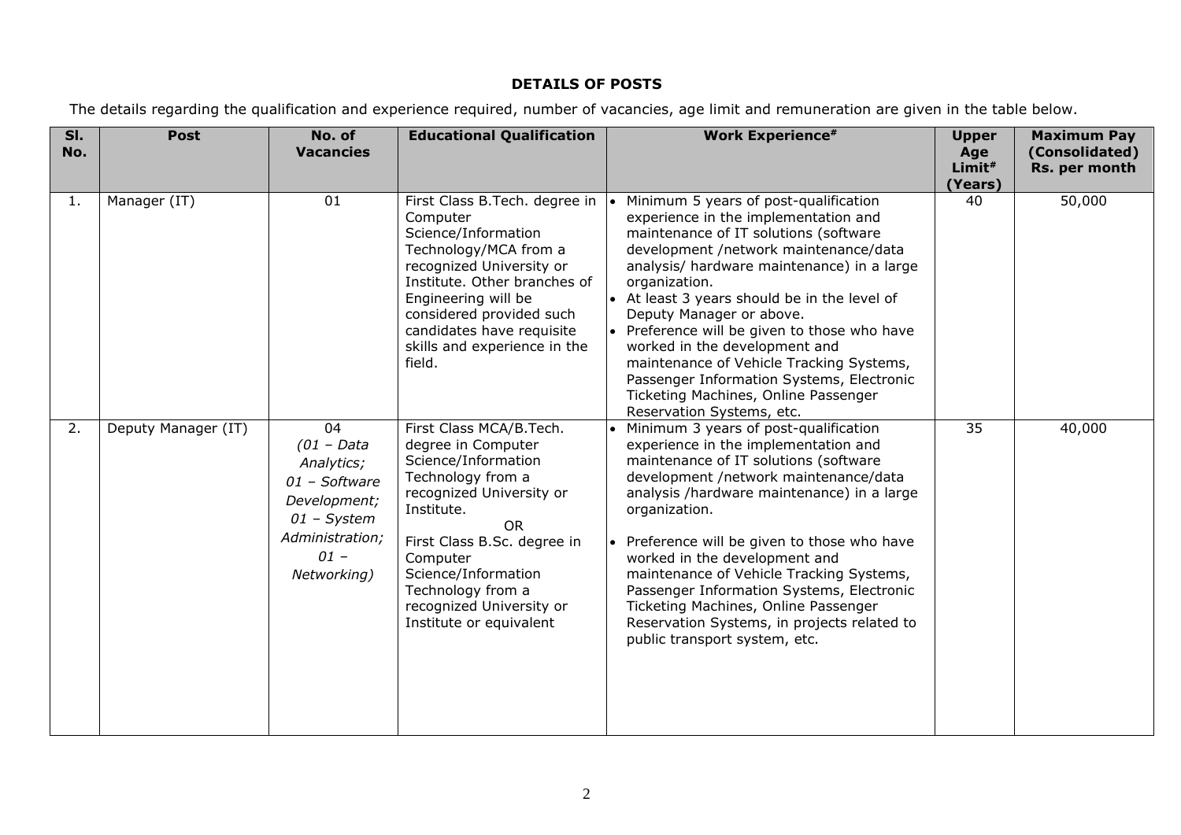## DETAILS OF POSTS

The details regarding the qualification and experience required, number of vacancies, age limit and remuneration are given in the table below.

| Sl. No. | Post | No. of Vacancies | Educational Qualification | Work Experience# | Upper Age Limit# (Years) | Maximum Pay (Consolidated) Rs. per month |
|---|---|---|---|---|---|---|
| 1. | Manager (IT) | 01 | First Class B.Tech. degree in Computer Science/Information Technology/MCA from a recognized University or Institute. Other branches of Engineering will be considered provided such candidates have requisite skills and experience in the field. | • Minimum 5 years of post-qualification experience in the implementation and maintenance of IT solutions (software development /network maintenance/data analysis/ hardware maintenance) in a large organization.<br>• At least 3 years should be in the level of Deputy Manager or above.<br>• Preference will be given to those who have worked in the development and maintenance of Vehicle Tracking Systems, Passenger Information Systems, Electronic Ticketing Machines, Online Passenger Reservation Systems, etc. | 40 | 50,000 |
| 2. | Deputy Manager (IT) | 04<br>*(01 – Data Analytics; 01 – Software Development; 01 – System Administration; 01 – Networking)* | First Class MCA/B.Tech. degree in Computer Science/Information Technology from a recognized University or Institute.<br>OR<br>First Class B.Sc. degree in Computer Science/Information Technology from a recognized University or Institute or equivalent | • Minimum 3 years of post-qualification experience in the implementation and maintenance of IT solutions (software development /network maintenance/data analysis /hardware maintenance) in a large organization.<br>• Preference will be given to those who have worked in the development and maintenance of Vehicle Tracking Systems, Passenger Information Systems, Electronic Ticketing Machines, Online Passenger Reservation Systems, in projects related to public transport system, etc. | 35 | 40,000 |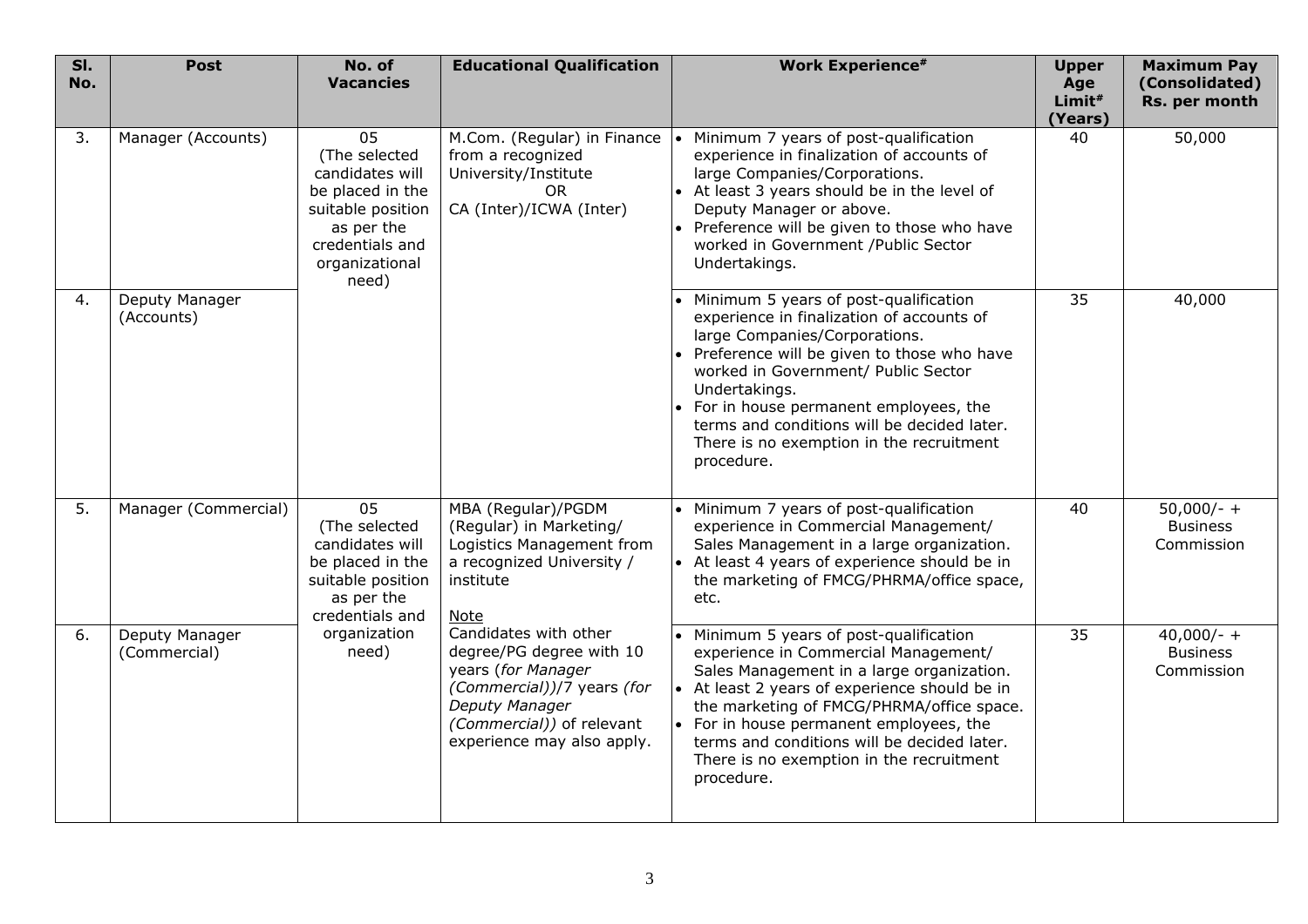| Sl. No. | Post | No. of Vacancies | Educational Qualification | Work Experience# | Upper Age Limit# (Years) | Maximum Pay (Consolidated) Rs. per month |
|---|---|---|---|---|---|---|
| 3. | Manager (Accounts) | 05 (The selected candidates will be placed in the suitable position as per the credentials and organizational need) | M.Com. (Regular) in Finance from a recognized University/Institute OR CA (Inter)/ICWA (Inter) | • Minimum 7 years of post-qualification experience in finalization of accounts of large Companies/Corporations. • At least 3 years should be in the level of Deputy Manager or above. • Preference will be given to those who have worked in Government /Public Sector Undertakings. | 40 | 50,000 |
| 4. | Deputy Manager (Accounts) | | | • Minimum 5 years of post-qualification experience in finalization of accounts of large Companies/Corporations. • Preference will be given to those who have worked in Government/ Public Sector Undertakings. • For in house permanent employees, the terms and conditions will be decided later. There is no exemption in the recruitment procedure. | 35 | 40,000 |
| 5. | Manager (Commercial) | 05 (The selected candidates will be placed in the suitable position as per the credentials and organization need) | MBA (Regular)/PGDM (Regular) in Marketing/ Logistics Management from a recognized University / institute <br> Note <br> Candidates with other degree/PG degree with 10 years (*for Manager (Commercial)*)/7 years (*for Deputy Manager (Commercial)*) of relevant experience may also apply. | • Minimum 7 years of post-qualification experience in Commercial Management/ Sales Management in a large organization. • At least 4 years of experience should be in the marketing of FMCG/PHRMA/office space, etc. | 40 | 50,000/- + Business Commission |
| 6. | Deputy Manager (Commercial) | | | • Minimum 5 years of post-qualification experience in Commercial Management/ Sales Management in a large organization. • At least 2 years of experience should be in the marketing of FMCG/PHRMA/office space. • For in house permanent employees, the terms and conditions will be decided later. There is no exemption in the recruitment procedure. | 35 | 40,000/- + Business Commission |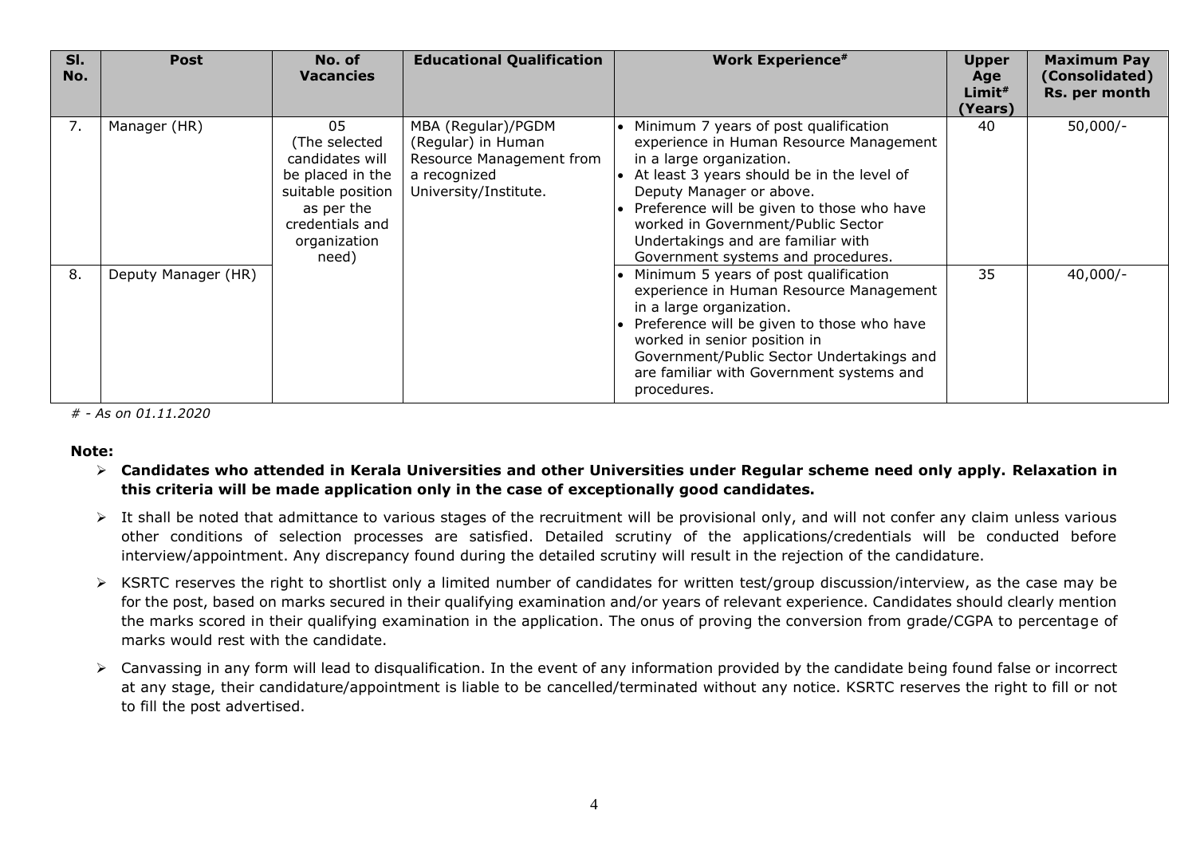| Sl. No. | Post | No. of Vacancies | Educational Qualification | Work Experience# | Upper Age Limit# (Years) | Maximum Pay (Consolidated) Rs. per month |
|---|---|---|---|---|---|---|
| 7. | Manager (HR) | 05 (The selected candidates will be placed in the suitable position as per the credentials and organization need) | MBA (Regular)/PGDM (Regular) in Human Resource Management from a recognized University/Institute. | • Minimum 7 years of post qualification experience in Human Resource Management in a large organization. <br> • At least 3 years should be in the level of Deputy Manager or above. <br> • Preference will be given to those who have worked in Government/Public Sector Undertakings and are familiar with Government systems and procedures. | 40 | 50,000/- |
| 8. | Deputy Manager (HR) | | | • Minimum 5 years of post qualification experience in Human Resource Management in a large organization. <br> • Preference will be given to those who have worked in senior position in Government/Public Sector Undertakings and are familiar with Government systems and procedures. | 35 | 40,000/- |

*# - As on 01.11.2020*

**Note:**

- **Candidates who attended in Kerala Universities and other Universities under Regular scheme need only apply. Relaxation in this criteria will be made application only in the case of exceptionally good candidates.**
- It shall be noted that admittance to various stages of the recruitment will be provisional only, and will not confer any claim unless various other conditions of selection processes are satisfied. Detailed scrutiny of the applications/credentials will be conducted before interview/appointment. Any discrepancy found during the detailed scrutiny will result in the rejection of the candidature.
- KSRTC reserves the right to shortlist only a limited number of candidates for written test/group discussion/interview, as the case may be for the post, based on marks secured in their qualifying examination and/or years of relevant experience. Candidates should clearly mention the marks scored in their qualifying examination in the application. The onus of proving the conversion from grade/CGPA to percentage of marks would rest with the candidate.
- Canvassing in any form will lead to disqualification. In the event of any information provided by the candidate being found false or incorrect at any stage, their candidature/appointment is liable to be cancelled/terminated without any notice. KSRTC reserves the right to fill or not to fill the post advertised.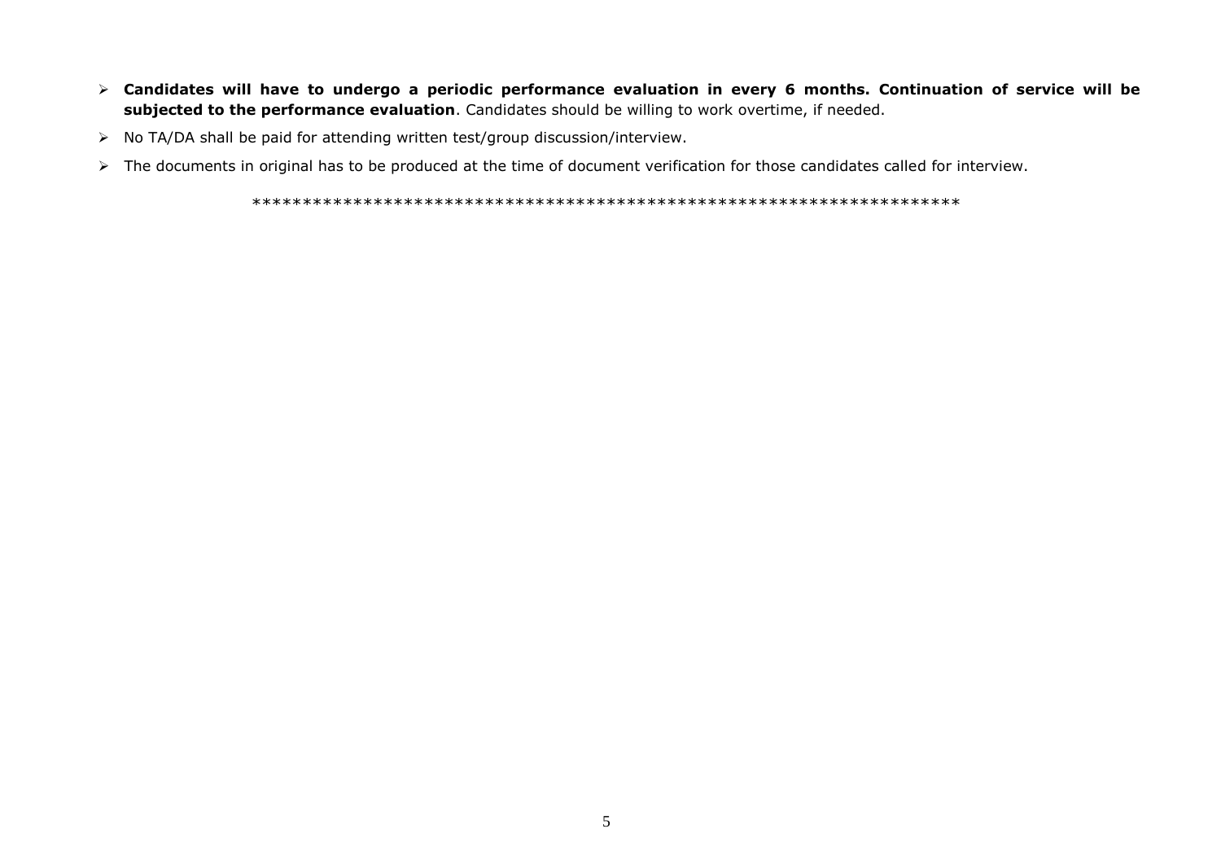- **Candidates will have to undergo a periodic performance evaluation in every 6 months. Continuation of service will be subjected to the performance evaluation**. Candidates should be willing to work overtime, if needed.
- No TA/DA shall be paid for attending written test/group discussion/interview.
- The documents in original has to be produced at the time of document verification for those candidates called for interview.

***********************************************************************